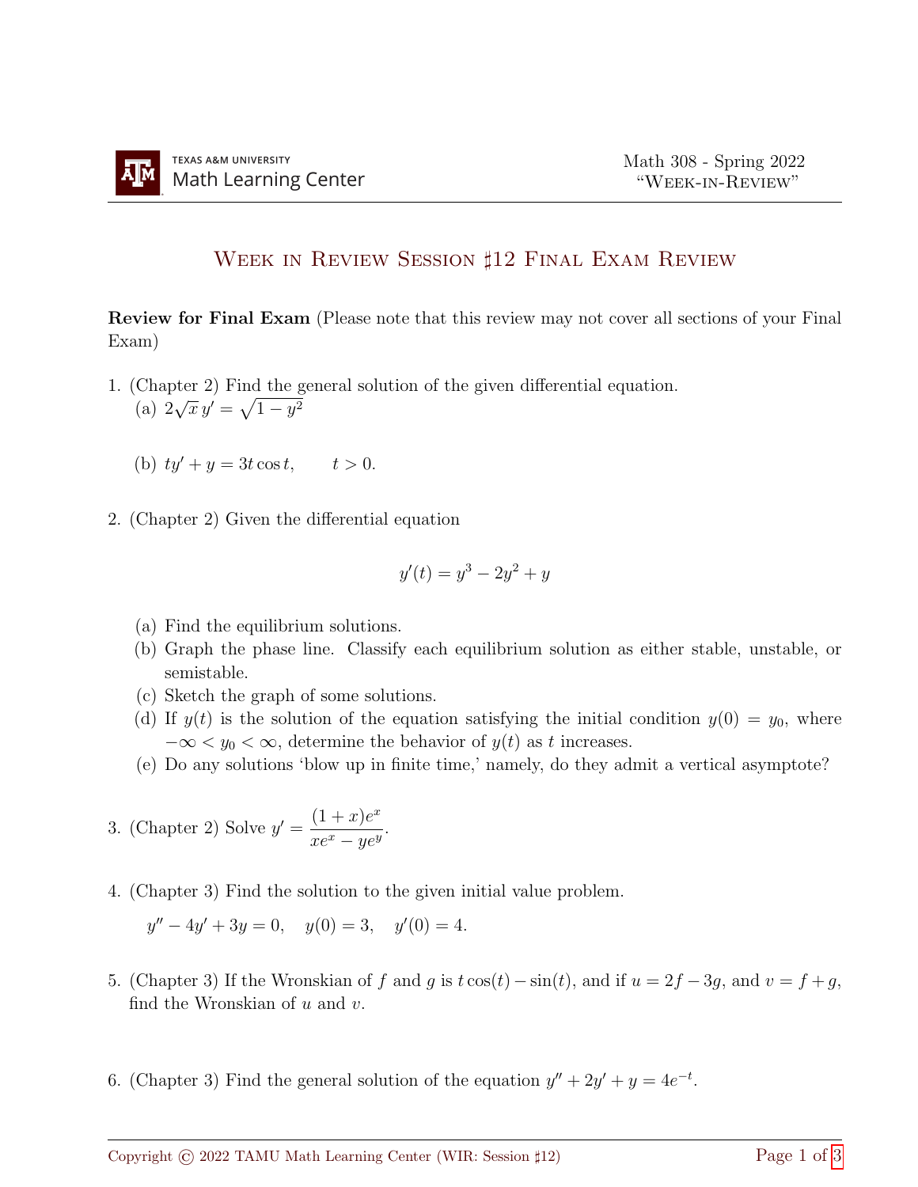# Week in Review Session ♯12 Final Exam Review

**Review for Final Exam** (Please note that this review may not cover all sections of your Final Exam)

1. (Chapter 2) Find the general solution of the given differential equation.

   (a) $2\sqrt{x}\, y' = \sqrt{1 - y^2}$

   (b) $ty' + y = 3t \cos t, \qquad t > 0.$

2. (Chapter 2) Given the differential equation

$$y'(t) = y^3 - 2y^2 + y$$

   (a) Find the equilibrium solutions.

   (b) Graph the phase line. Classify each equilibrium solution as either stable, unstable, or semistable.

   (c) Sketch the graph of some solutions.

   (d) If $y(t)$ is the solution of the equation satisfying the initial condition $y(0) = y_0$, where $-\infty < y_0 < \infty$, determine the behavior of $y(t)$ as $t$ increases.

   (e) Do any solutions 'blow up in finite time,' namely, do they admit a vertical asymptote?

3. (Chapter 2) Solve $y' = \dfrac{(1 + x)e^x}{xe^x - ye^y}$.

4. (Chapter 3) Find the solution to the given initial value problem.

   $y'' - 4y' + 3y = 0, \quad y(0) = 3, \quad y'(0) = 4.$

5. (Chapter 3) If the Wronskian of $f$ and $g$ is $t\cos(t) - \sin(t)$, and if $u = 2f - 3g$, and $v = f + g$, find the Wronskian of $u$ and $v$.

6. (Chapter 3) Find the general solution of the equation $y'' + 2y' + y = 4e^{-t}$.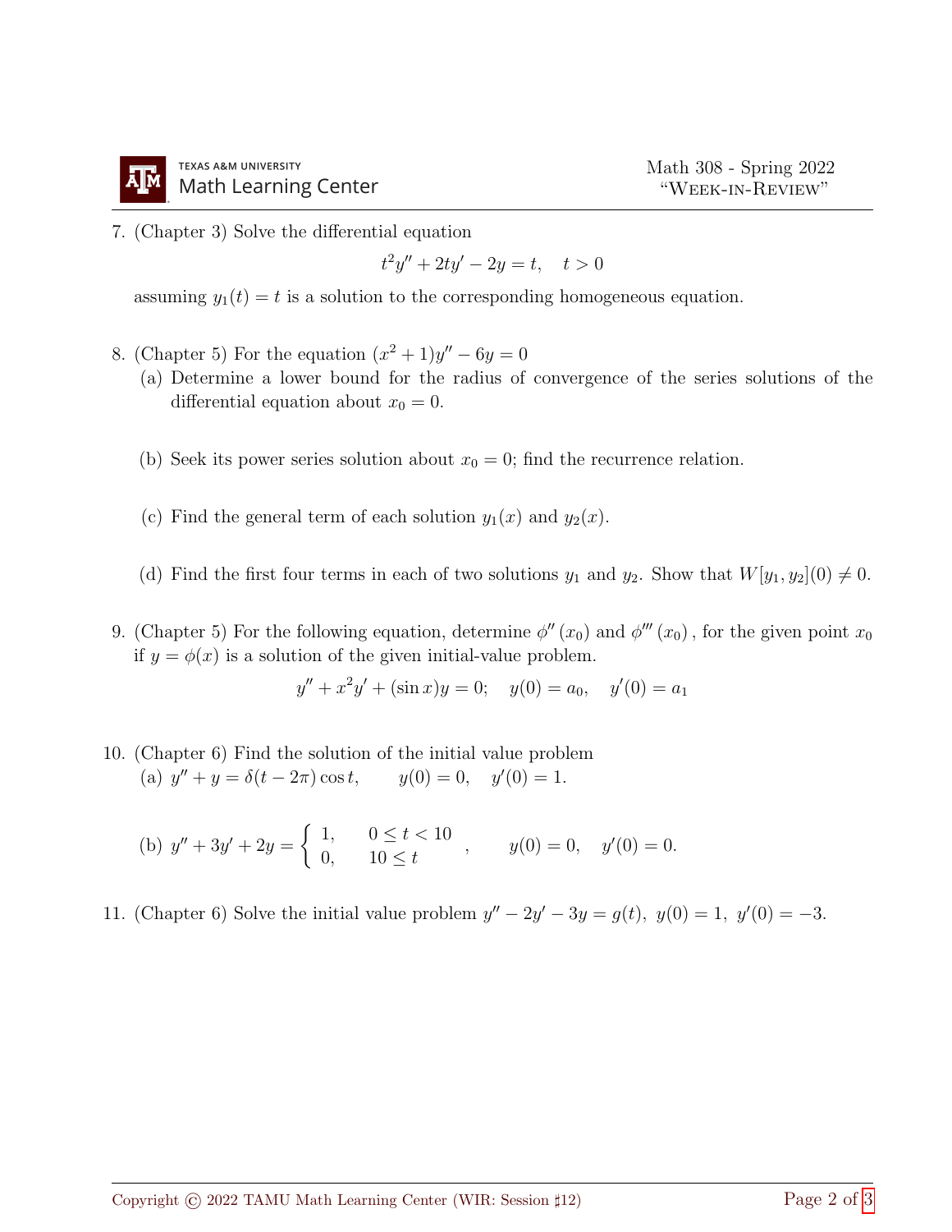7. (Chapter 3) Solve the differential equation

$$t^2y'' + 2ty' - 2y = t, \quad t > 0$$

assuming $y_1(t) = t$ is a solution to the corresponding homogeneous equation.

8. (Chapter 5) For the equation $(x^2 + 1)y'' - 6y = 0$
   (a) Determine a lower bound for the radius of convergence of the series solutions of the differential equation about $x_0 = 0$.

   (b) Seek its power series solution about $x_0 = 0$; find the recurrence relation.

   (c) Find the general term of each solution $y_1(x)$ and $y_2(x)$.

   (d) Find the first four terms in each of two solutions $y_1$ and $y_2$. Show that $W[y_1, y_2](0) \neq 0$.

9. (Chapter 5) For the following equation, determine $\phi''(x_0)$ and $\phi'''(x_0)$, for the given point $x_0$ if $y = \phi(x)$ is a solution of the given initial-value problem.

$$y'' + x^2y' + (\sin x)y = 0; \quad y(0) = a_0, \quad y'(0) = a_1$$

10. (Chapter 6) Find the solution of the initial value problem
    (a) $y'' + y = \delta(t - 2\pi)\cos t, \qquad y(0) = 0, \quad y'(0) = 1.$

    (b) $y'' + 3y' + 2y = \begin{cases} 1, & 0 \leq t < 10 \\ 0, & 10 \leq t \end{cases}, \qquad y(0) = 0, \quad y'(0) = 0.$

11. (Chapter 6) Solve the initial value problem $y'' - 2y' - 3y = g(t),\ y(0) = 1,\ y'(0) = -3.$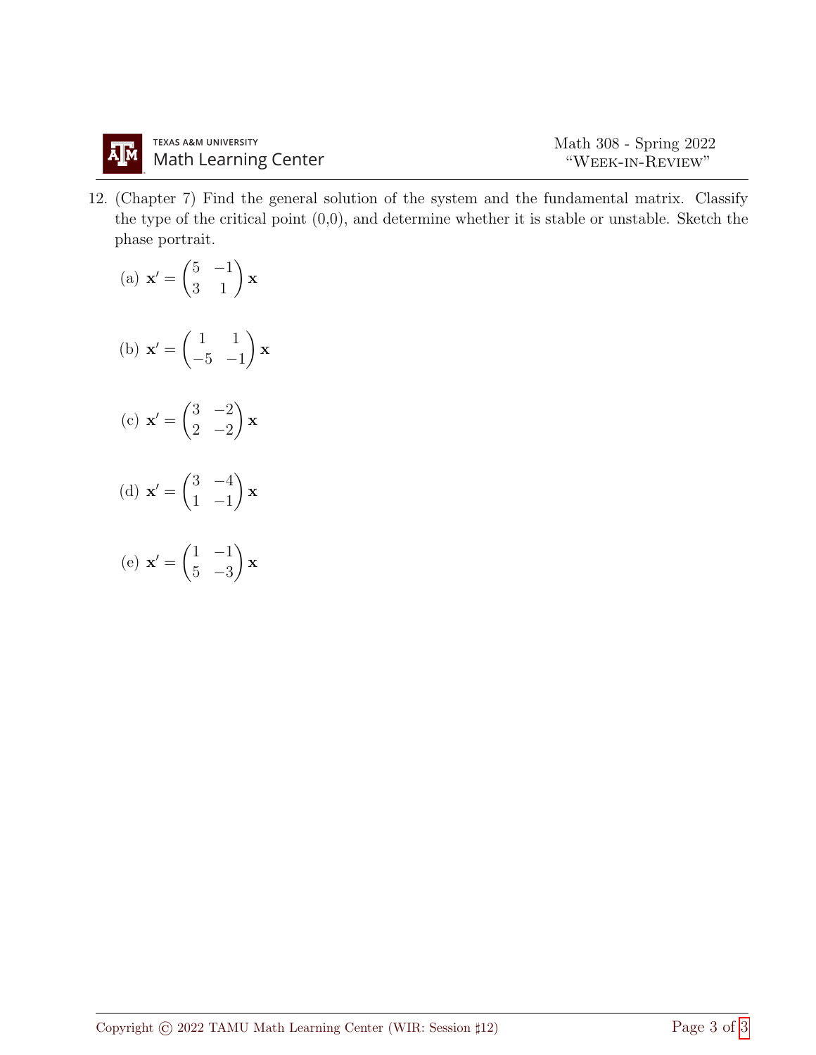12. (Chapter 7) Find the general solution of the system and the fundamental matrix. Classify the type of the critical point (0,0), and determine whether it is stable or unstable. Sketch the phase portrait.

    (a) $\mathbf{x}' = \begin{pmatrix} 5 & -1 \\ 3 & 1 \end{pmatrix} \mathbf{x}$

    (b) $\mathbf{x}' = \begin{pmatrix} 1 & 1 \\ -5 & -1 \end{pmatrix} \mathbf{x}$

    (c) $\mathbf{x}' = \begin{pmatrix} 3 & -2 \\ 2 & -2 \end{pmatrix} \mathbf{x}$

    (d) $\mathbf{x}' = \begin{pmatrix} 3 & -4 \\ 1 & -1 \end{pmatrix} \mathbf{x}$

    (e) $\mathbf{x}' = \begin{pmatrix} 1 & -1 \\ 5 & -3 \end{pmatrix} \mathbf{x}$